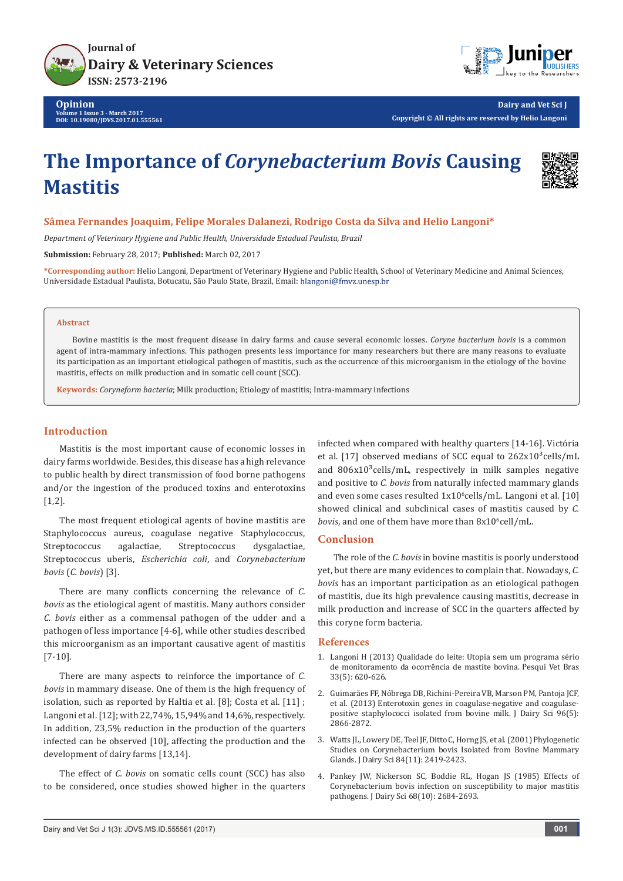# The Importance of *Corynebacterium Bovis* Causing Mastitis

**Sâmea Fernandes Joaquim, Felipe Morales Dalanezi, Rodrigo Costa da Silva and Helio Langoni***

*Department of Veterinary Hygiene and Public Health, Universidade Estadual Paulista, Brazil*

**Submission:** February 28, 2017; **Published:** March 02, 2017

***Corresponding author:** Helio Langoni, Department of Veterinary Hygiene and Public Health, School of Veterinary Medicine and Animal Sciences, Universidade Estadual Paulista, Botucatu, São Paulo State, Brazil, Email: hlangoni@fmvz.unesp.br

## Abstract

Bovine mastitis is the most frequent disease in dairy farms and cause several economic losses. *Coryne bacterium bovis* is a common agent of intra-mammary infections. This pathogen presents less importance for many researchers but there are many reasons to evaluate its participation as an important etiological pathogen of mastitis, such as the occurrence of this microorganism in the etiology of the bovine mastitis, effects on milk production and in somatic cell count (SCC).

**Keywords:** *Coryneform bacteria*; Milk production; Etiology of mastitis; Intra-mammary infections

## Introduction

Mastitis is the most important cause of economic losses in dairy farms worldwide. Besides, this disease has a high relevance to public health by direct transmission of food borne pathogens and/or the ingestion of the produced toxins and enterotoxins [1,2].

The most frequent etiological agents of bovine mastitis are Staphylococcus aureus, coagulase negative Staphylococcus, Streptococcus agalactiae, Streptococcus dysgalactiae, Streptococcus uberis, *Escherichia coli*, and *Corynebacterium bovis* (*C. bovis*) [3].

There are many conflicts concerning the relevance of *C. bovis* as the etiological agent of mastitis. Many authors consider *C. bovis* either as a commensal pathogen of the udder and a pathogen of less importance [4-6], while other studies described this microorganism as an important causative agent of mastitis [7-10].

There are many aspects to reinforce the importance of *C. bovis* in mammary disease. One of them is the high frequency of isolation, such as reported by Haltia et al. [8]; Costa et al. [11] ; Langoni et al. [12]; with 22,74%, 15,94% and 14,6%, respectively. In addition, 23,5% reduction in the production of the quarters infected can be observed [10], affecting the production and the development of dairy farms [13,14].

The effect of *C. bovis* on somatic cells count (SCC) has also to be considered, once studies showed higher in the quarters infected when compared with healthy quarters [14-16]. Victória et al. [17] observed medians of SCC equal to 262x$10^3$cells/mL and 806x$10^3$cells/mL, respectively in milk samples negative and positive to *C. bovis* from naturally infected mammary glands and even some cases resulted 1x$10^6$cells/mL. Langoni et al. [10] showed clinical and subclinical cases of mastitis caused by *C. bovis*, and one of them have more than 8x$10^6$cell/mL.

## Conclusion

The role of the *C. bovis* in bovine mastitis is poorly understood yet, but there are many evidences to complain that. Nowadays, *C. bovis* has an important participation as an etiological pathogen of mastitis, due its high prevalence causing mastitis, decrease in milk production and increase of SCC in the quarters affected by this coryne form bacteria.

## References

1. Langoni H (2013) Qualidade do leite: Utopia sem um programa sério de monitoramento da ocorrência de mastite bovina. Pesqui Vet Bras 33(5): 620-626.
2. Guimarães FF, Nóbrega DB, Richini-Pereira VB, Marson PM, Pantoja JCF, et al. (2013) Enterotoxin genes in coagulase-negative and coagulase-positive staphylococci isolated from bovine milk. J Dairy Sci 96(5): 2866-2872.
3. Watts JL, Lowery DE, Teel JF, Ditto C, Horng JS, et al. (2001) Phylogenetic Studies on Corynebacterium bovis Isolated from Bovine Mammary Glands. J Dairy Sci 84(11): 2419-2423.
4. Pankey JW, Nickerson SC, Boddie RL, Hogan JS (1985) Effects of Corynebacterium bovis infection on susceptibility to major mastitis pathogens. J Dairy Sci 68(10): 2684-2693.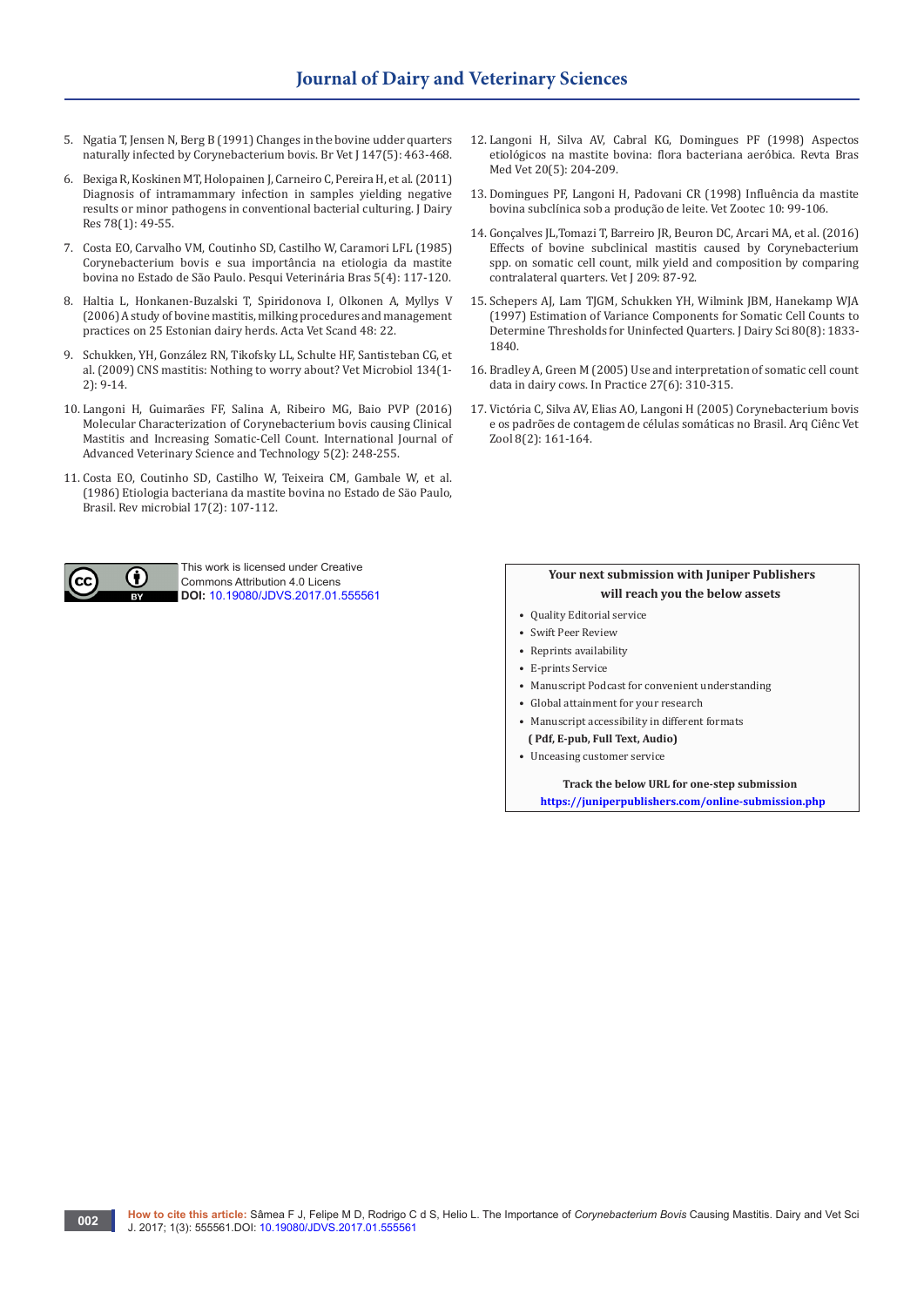5. Ngatia T, Jensen N, Berg B (1991) Changes in the bovine udder quarters naturally infected by Corynebacterium bovis. Br Vet J 147(5): 463-468.
6. Bexiga R, Koskinen MT, Holopainen J, Carneiro C, Pereira H, et al. (2011) Diagnosis of intramammary infection in samples yielding negative results or minor pathogens in conventional bacterial culturing. J Dairy Res 78(1): 49-55.
7. Costa EO, Carvalho VM, Coutinho SD, Castilho W, Caramori LFL (1985) Corynebacterium bovis e sua importância na etiologia da mastite bovina no Estado de São Paulo. Pesqui Veterinária Bras 5(4): 117-120.
8. Haltia L, Honkanen-Buzalski T, Spiridonova I, Olkonen A, Myllys V (2006) A study of bovine mastitis, milking procedures and management practices on 25 Estonian dairy herds. Acta Vet Scand 48: 22.
9. Schukken, YH, González RN, Tikofsky LL, Schulte HF, Santisteban CG, et al. (2009) CNS mastitis: Nothing to worry about? Vet Microbiol 134(1-2): 9-14.
10. Langoni H, Guimarães FF, Salina A, Ribeiro MG, Baio PVP (2016) Molecular Characterization of Corynebacterium bovis causing Clinical Mastitis and Increasing Somatic-Cell Count. International Journal of Advanced Veterinary Science and Technology 5(2): 248-255.
11. Costa EO, Coutinho SD, Castilho W, Teixeira CM, Gambale W, et al. (1986) Etiologia bacteriana da mastite bovina no Estado de São Paulo, Brasil. Rev microbial 17(2): 107-112.
12. Langoni H, Silva AV, Cabral KG, Domingues PF (1998) Aspectos etiológicos na mastite bovina: flora bacteriana aeróbica. Revta Bras Med Vet 20(5): 204-209.
13. Domingues PF, Langoni H, Padovani CR (1998) Influência da mastite bovina subclínica sob a produção de leite. Vet Zootec 10: 99-106.
14. Gonçalves JL,Tomazi T, Barreiro JR, Beuron DC, Arcari MA, et al. (2016) Effects of bovine subclinical mastitis caused by Corynebacterium spp. on somatic cell count, milk yield and composition by comparing contralateral quarters. Vet J 209: 87-92.
15. Schepers AJ, Lam TJGM, Schukken YH, Wilmink JBM, Hanekamp WJA (1997) Estimation of Variance Components for Somatic Cell Counts to Determine Thresholds for Uninfected Quarters. J Dairy Sci 80(8): 1833-1840.
16. Bradley A, Green M (2005) Use and interpretation of somatic cell count data in dairy cows. In Practice 27(6): 310-315.
17. Victória C, Silva AV, Elias AO, Langoni H (2005) Corynebacterium bovis e os padrões de contagem de células somáticas no Brasil. Arq Ciênc Vet Zool 8(2): 161-164.

This work is licensed under Creative Commons Attribution 4.0 Licens
**DOI:** 10.19080/JDVS.2017.01.555561

**Your next submission with Juniper Publishers will reach you the below assets**

- Quality Editorial service
- Swift Peer Review
- Reprints availability
- E-prints Service
- Manuscript Podcast for convenient understanding
- Global attainment for your research
- Manuscript accessibility in different formats
  **( Pdf, E-pub, Full Text, Audio)**
- Unceasing customer service

**Track the below URL for one-step submission**
**https://juniperpublishers.com/online-submission.php**